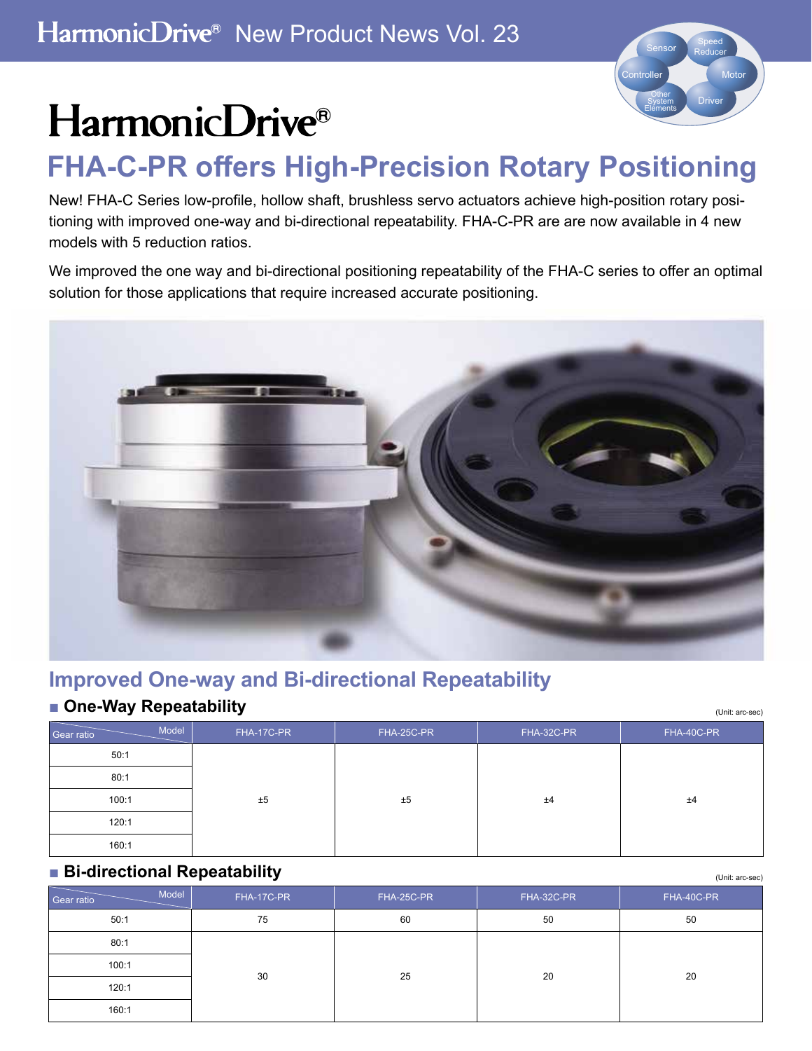HarmonicDrive® New Product News Vol. 23

# HarmonicDrive®

## FHA-C-PR offers High-Precision Rotary Positioning

New! FHA-C Series low-profile, hollow shaft, brushless servo actuators achieve high-position rotary positioning with improved one-way and bi-directional repeatability. FHA-C-PR are are now available in 4 new models with 5 reduction ratios.

We improved the one way and bi-directional positioning repeatability of the FHA-C series to offer an optimal solution for those applications that require increased accurate positioning.

## Improved One-way and Bi-directional Repeatability

### ■ One-Way Repeatability

(Unit: arc-sec)

| Gear ratio \ Model | FHA-17C-PR | FHA-25C-PR | FHA-32C-PR | FHA-40C-PR |
|---|---|---|---|---|
| 50:1 | ±5 | ±5 | ±4 | ±4 |
| 80:1 | | | | |
| 100:1 | | | | |
| 120:1 | | | | |
| 160:1 | | | | |

### ■ Bi-directional Repeatability

(Unit: arc-sec)

| Gear ratio \ Model | FHA-17C-PR | FHA-25C-PR | FHA-32C-PR | FHA-40C-PR |
|---|---|---|---|---|
| 50:1 | 75 | 60 | 50 | 50 |
| 80:1 | 30 | 25 | 20 | 20 |
| 100:1 | | | | |
| 120:1 | | | | |
| 160:1 | | | | |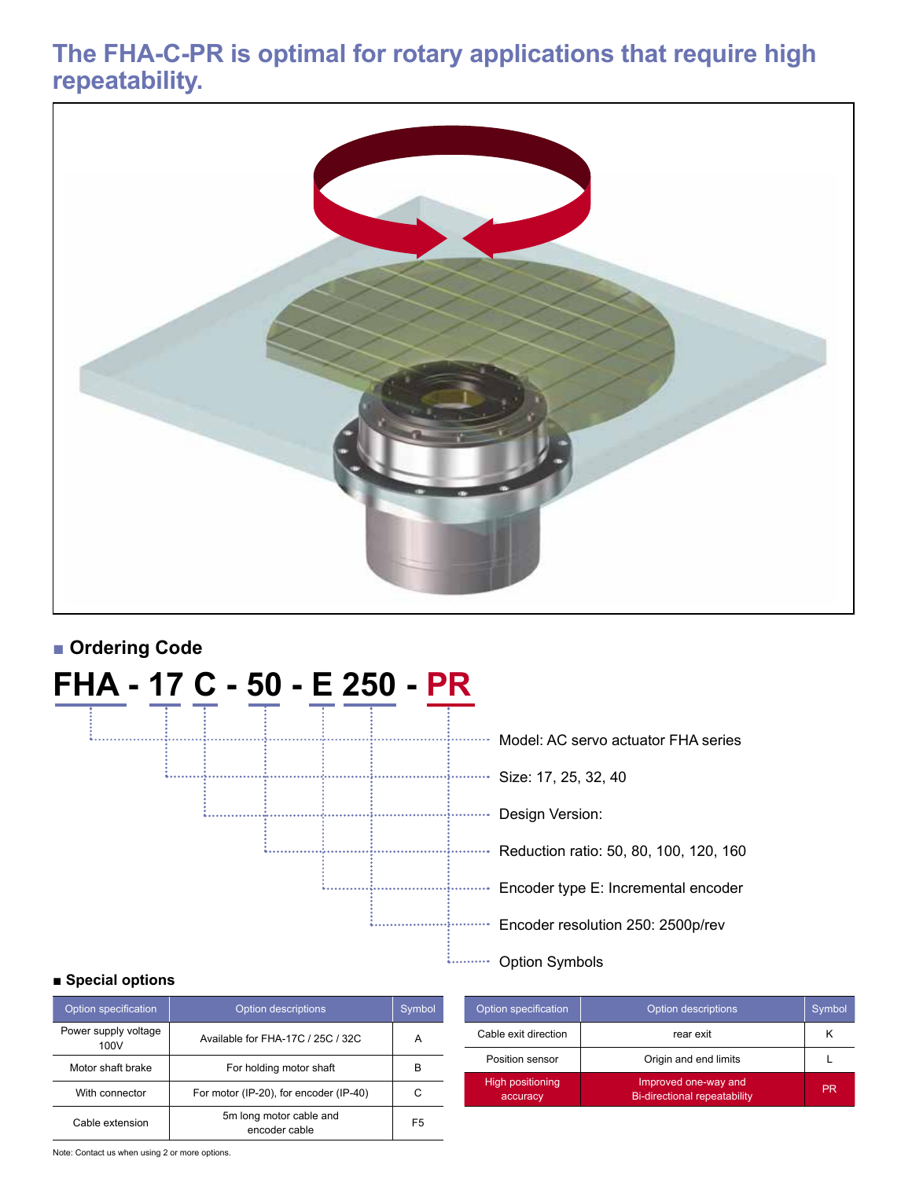# The FHA-C-PR is optimal for rotary applications that require high repeatability.

## ■ Ordering Code

**FHA - 17 C - 50 - E 250 - PR**

- FHA — Model: AC servo actuator FHA series
- 17 — Size: 17, 25, 32, 40
- C — Design Version:
- 50 — Reduction ratio: 50, 80, 100, 120, 160
- E — Encoder type E: Incremental encoder
- 250 — Encoder resolution 250: 2500p/rev
- PR — Option Symbols

## ■ Special options

| Option specification | Option descriptions | Symbol |
|---|---|---|
| Power supply voltage 100V | Available for FHA-17C / 25C / 32C | A |
| Motor shaft brake | For holding motor shaft | B |
| With connector | For motor (IP-20), for encoder (IP-40) | C |
| Cable extension | 5m long motor cable and encoder cable | F5 |

| Option specification | Option descriptions | Symbol |
|---|---|---|
| Cable exit direction | rear exit | K |
| Position sensor | Origin and end limits | L |
| High positioning accuracy | Improved one-way and Bi-directional repeatability | PR |

Note: Contact us when using 2 or more options.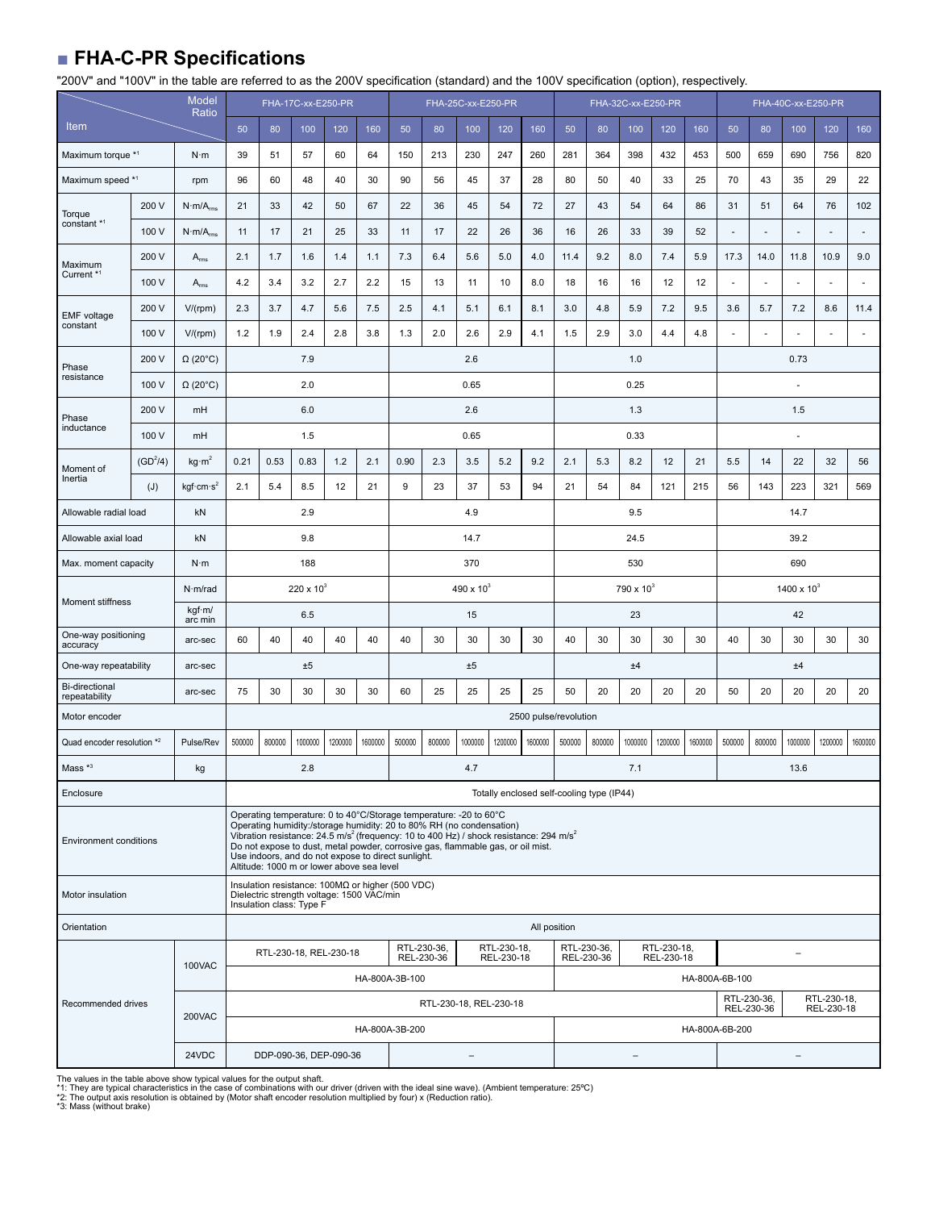## FHA-C-PR Specifications

"200V" and "100V" in the table are referred to as the 200V specification (standard) and the 100V specification (option), respectively.

| Item | | Model | FHA-17C-xx-E250-PR | | | | | FHA-25C-xx-E250-PR | | | | | FHA-32C-xx-E250-PR | | | | | FHA-40C-xx-E250-PR | | | | |
|---|---|---|---|---|---|---|---|---|---|---|---|---|---|---|---|---|---|---|---|---|---|---|
| | | Ratio | 50 | 80 | 100 | 120 | 160 | 50 | 80 | 100 | 120 | 160 | 50 | 80 | 100 | 120 | 160 | 50 | 80 | 100 | 120 | 160 |
| Maximum torque *1 | | N·m | 39 | 51 | 57 | 60 | 64 | 150 | 213 | 230 | 247 | 260 | 281 | 364 | 398 | 432 | 453 | 500 | 659 | 690 | 756 | 820 |
| Maximum speed *1 | | rpm | 96 | 60 | 48 | 40 | 30 | 90 | 56 | 45 | 37 | 28 | 80 | 50 | 40 | 33 | 25 | 70 | 43 | 35 | 29 | 22 |
| Torque constant *1 | 200 V | $N \cdot m/A_{rms}$ | 21 | 33 | 42 | 50 | 67 | 22 | 36 | 45 | 54 | 72 | 27 | 43 | 54 | 64 | 86 | 31 | 51 | 64 | 76 | 102 |
| | 100 V | $N \cdot m/A_{rms}$ | 11 | 17 | 21 | 25 | 33 | 11 | 17 | 22 | 26 | 36 | 16 | 26 | 33 | 39 | 52 | - | - | - | - | - |
| Maximum Current *1 | 200 V | $A_{rms}$ | 2.1 | 1.7 | 1.6 | 1.4 | 1.1 | 7.3 | 6.4 | 5.6 | 5.0 | 4.0 | 11.4 | 9.2 | 8.0 | 7.4 | 5.9 | 17.3 | 14.0 | 11.8 | 10.9 | 9.0 |
| | 100 V | $A_{rms}$ | 4.2 | 3.4 | 3.2 | 2.7 | 2.2 | 15 | 13 | 11 | 10 | 8.0 | 18 | 16 | 16 | 12 | 12 | - | - | - | - | - |
| EMF voltage constant | 200 V | V/(rpm) | 2.3 | 3.7 | 4.7 | 5.6 | 7.5 | 2.5 | 4.1 | 5.1 | 6.1 | 8.1 | 3.0 | 4.8 | 5.9 | 7.2 | 9.5 | 3.6 | 5.7 | 7.2 | 8.6 | 11.4 |
| | 100 V | V/(rpm) | 1.2 | 1.9 | 2.4 | 2.8 | 3.8 | 1.3 | 2.0 | 2.6 | 2.9 | 4.1 | 1.5 | 2.9 | 3.0 | 4.4 | 4.8 | - | - | - | - | - |
| Phase resistance | 200 V | Ω (20°C) | 7.9 | | | | | 2.6 | | | | | 1.0 | | | | | 0.73 | | | | |
| | 100 V | Ω (20°C) | 2.0 | | | | | 0.65 | | | | | 0.25 | | | | | - | | | | |
| Phase inductance | 200 V | mH | 6.0 | | | | | 2.6 | | | | | 1.3 | | | | | 1.5 | | | | |
| | 100 V | mH | 1.5 | | | | | 0.65 | | | | | 0.33 | | | | | - | | | | |
| Moment of Inertia | $(GD^2/4)$ | $kg \cdot m^2$ | 0.21 | 0.53 | 0.83 | 1.2 | 2.1 | 0.90 | 2.3 | 3.5 | 5.2 | 9.2 | 2.1 | 5.3 | 8.2 | 12 | 21 | 5.5 | 14 | 22 | 32 | 56 |
| | (J) | $kgf \cdot cm \cdot s^2$ | 2.1 | 5.4 | 8.5 | 12 | 21 | 9 | 23 | 37 | 53 | 94 | 21 | 54 | 84 | 121 | 215 | 56 | 143 | 223 | 321 | 569 |
| Allowable radial load | | kN | 2.9 | | | | | 4.9 | | | | | 9.5 | | | | | 14.7 | | | | |
| Allowable axial load | | kN | 9.8 | | | | | 14.7 | | | | | 24.5 | | | | | 39.2 | | | | |
| Max. moment capacity | | N·m | 188 | | | | | 370 | | | | | 530 | | | | | 690 | | | | |
| Moment stiffness | | N·m/rad | $220 \times 10^3$ | | | | | $490 \times 10^3$ | | | | | $790 \times 10^3$ | | | | | $1400 \times 10^3$ | | | | |
| | | kgf·m/arc min | 6.5 | | | | | 15 | | | | | 23 | | | | | 42 | | | | |
| One-way positioning accuracy | | arc-sec | 60 | 40 | 40 | 40 | 40 | 40 | 30 | 30 | 30 | 30 | 40 | 30 | 30 | 30 | 30 | 40 | 30 | 30 | 30 | 30 |
| One-way repeatability | | arc-sec | ±5 | | | | | ±5 | | | | | ±4 | | | | | ±4 | | | | |
| Bi-directional repeatability | | arc-sec | 75 | 30 | 30 | 30 | 30 | 60 | 25 | 25 | 25 | 25 | 50 | 20 | 20 | 20 | 20 | 50 | 20 | 20 | 20 | 20 |
| Motor encoder | | | 2500 pulse/revolution | | | | | | | | | | | | | | | | | | | |
| Quad encoder resolution *2 | | Pulse/Rev | 500000 | 800000 | 1000000 | 1200000 | 1600000 | 500000 | 800000 | 1000000 | 1200000 | 1600000 | 500000 | 800000 | 1000000 | 1200000 | 1600000 | 500000 | 800000 | 1000000 | 1200000 | 1600000 |
| Mass *3 | | kg | 2.8 | | | | | 4.7 | | | | | 7.1 | | | | | 13.6 | | | | |
| Enclosure | | | Totally enclosed self-cooling type (IP44) | | | | | | | | | | | | | | | | | | | |
| Environment conditions | | | Operating temperature: 0 to 40°C/Storage temperature: -20 to 60°C<br>Operating humidity:/storage humidity: 20 to 80% RH (no condensation)<br>Vibration resistance: 24.5 $m/s^2$ (frequency: 10 to 400 Hz) / shock resistance: 294 $m/s^2$<br>Do not expose to dust, metal powder, corrosive gas, flammable gas, or oil mist.<br>Use indoors, and do not expose to direct sunlight.<br>Altitude: 1000 m or lower above sea level | | | | | | | | | | | | | | | | | | | |
| Motor insulation | | | Insulation resistance: 100MΩ or higher (500 VDC)<br>Dielectric strength voltage: 1500 VAC/min<br>Insulation class: Type F | | | | | | | | | | | | | | | | | | | |
| Orientation | | | All position | | | | | | | | | | | | | | | | | | | |
| Recommended drives | | 100VAC | RTL-230-18, REL-230-18 | | | | | RTL-230-36, REL-230-36 | | RTL-230-18, REL-230-18 | | | RTL-230-36, REL-230-36 | | RTL-230-18, REL-230-18 | | | – | | | | |
| | | 100VAC | HA-800A-3B-100 | | | | | | | | | | HA-800A-6B-100 | | | | | | | | | |
| | | 200VAC | RTL-230-18, REL-230-18 | | | | | | | | | | | | | | | RTL-230-36, REL-230-36 | | RTL-230-18, REL-230-18 | | |
| | | 200VAC | HA-800A-3B-200 | | | | | | | | | | HA-800A-6B-200 | | | | | | | | | |
| | | 24VDC | DDP-090-36, DEP-090-36 | | | | | – | | | | | – | | | | | – | | | | |

The values in the table above show typical values for the output shaft.
*1: They are typical characteristics in the case of combinations with our driver (driven with the ideal sine wave). (Ambient temperature: 25ºC)
*2: The output axis resolution is obtained by (Motor shaft encoder resolution multiplied by four) x (Reduction ratio).
*3: Mass (without brake)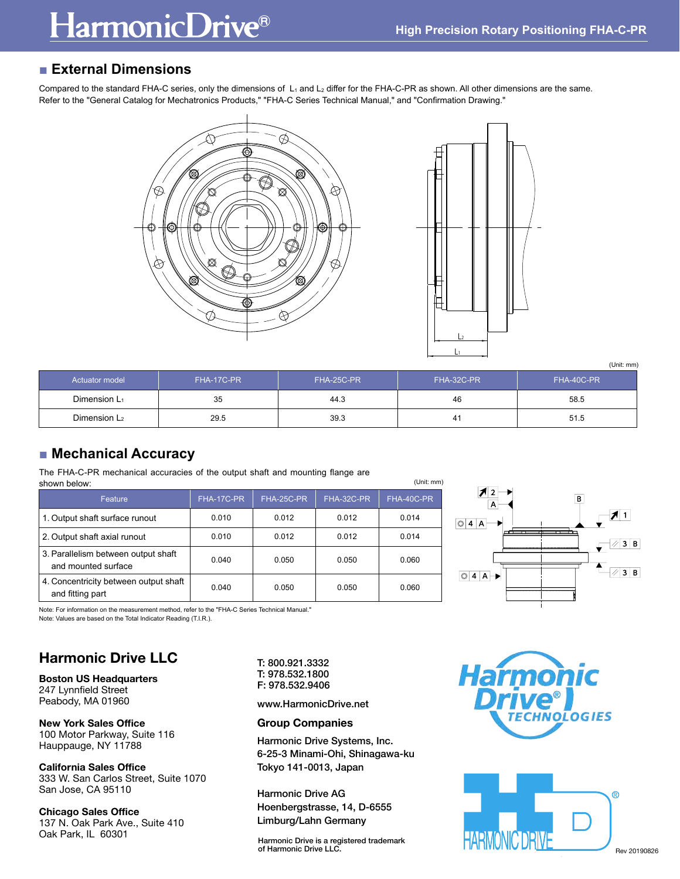## External Dimensions

Compared to the standard FHA-C series, only the dimensions of $L_1$ and $L_2$ differ for the FHA-C-PR as shown. All other dimensions are the same. Refer to the "General Catalog for Mechatronics Products," "FHA-C Series Technical Manual," and "Confirmation Drawing."

$L_2$

$L_1$

(Unit: mm)

| Actuator model | FHA-17C-PR | FHA-25C-PR | FHA-32C-PR | FHA-40C-PR |
|---|---|---|---|---|
| Dimension $L_1$ | 35 | 44.3 | 46 | 58.5 |
| Dimension $L_2$ | 29.5 | 39.3 | 41 | 51.5 |

## Mechanical Accuracy

The FHA-C-PR mechanical accuracies of the output shaft and mounting flange are shown below:

(Unit: mm)

| Feature | FHA-17C-PR | FHA-25C-PR | FHA-32C-PR | FHA-40C-PR |
|---|---|---|---|---|
| 1. Output shaft surface runout | 0.010 | 0.012 | 0.012 | 0.014 |
| 2. Output shaft axial runout | 0.010 | 0.012 | 0.012 | 0.014 |
| 3. Parallelism between output shaft and mounted surface | 0.040 | 0.050 | 0.050 | 0.060 |
| 4. Concentricity between output shaft and fitting part | 0.040 | 0.050 | 0.050 | 0.060 |

Note: For information on the measurement method, refer to the "FHA-C Series Technical Manual."
Note: Values are based on the Total Indicator Reading (T.I.R.).

2 A

B

1

4 A

3 B

4 A

3 B

## Harmonic Drive LLC

**Boston US Headquarters**
247 Lynnfield Street
Peabody, MA 01960

**New York Sales Office**
100 Motor Parkway, Suite 116
Hauppauge, NY 11788

**California Sales Office**
333 W. San Carlos Street, Suite 1070
San Jose, CA 95110

**Chicago Sales Office**
137 N. Oak Park Ave., Suite 410
Oak Park, IL 60301

**T: 800.921.3332**
**T: 978.532.1800**
**F: 978.532.9406**

**www.HarmonicDrive.net**

**Group Companies**

Harmonic Drive Systems, Inc.
6-25-3 Minami-Ohi, Shinagawa-ku
Tokyo 141-0013, Japan

Harmonic Drive AG
Hoenbergstrasse, 14, D-6555
Limburg/Lahn Germany

Harmonic Drive is a registered trademark of Harmonic Drive LLC.

Rev 20190826